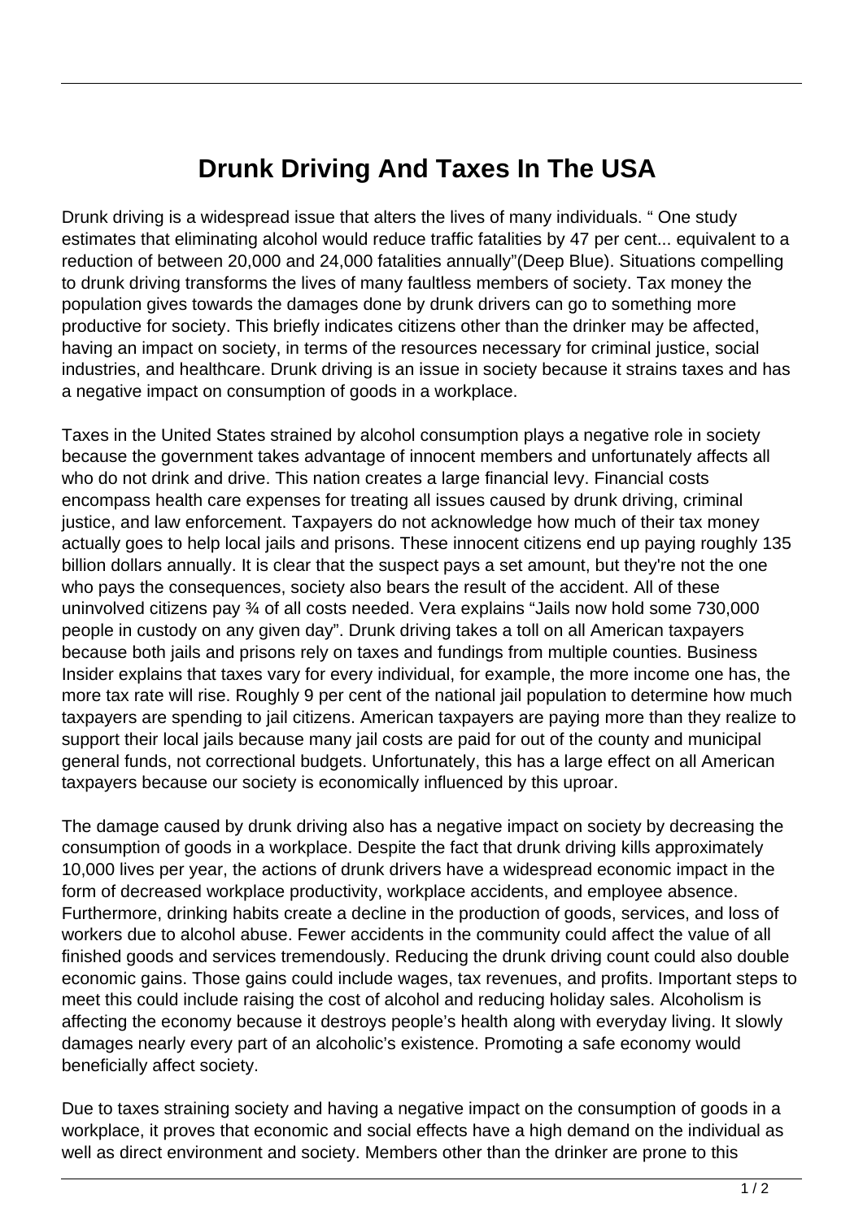# Drunk Driving And Taxes In The USA

Drunk driving is a widespread issue that alters the lives of many individuals. " One study estimates that eliminating alcohol would reduce traffic fatalities by 47 per cent... equivalent to a reduction of between 20,000 and 24,000 fatalities annually"(Deep Blue). Situations compelling to drunk driving transforms the lives of many faultless members of society. Tax money the population gives towards the damages done by drunk drivers can go to something more productive for society. This briefly indicates citizens other than the drinker may be affected, having an impact on society, in terms of the resources necessary for criminal justice, social industries, and healthcare. Drunk driving is an issue in society because it strains taxes and has a negative impact on consumption of goods in a workplace.

Taxes in the United States strained by alcohol consumption plays a negative role in society because the government takes advantage of innocent members and unfortunately affects all who do not drink and drive. This nation creates a large financial levy. Financial costs encompass health care expenses for treating all issues caused by drunk driving, criminal justice, and law enforcement. Taxpayers do not acknowledge how much of their tax money actually goes to help local jails and prisons. These innocent citizens end up paying roughly 135 billion dollars annually. It is clear that the suspect pays a set amount, but they're not the one who pays the consequences, society also bears the result of the accident. All of these uninvolved citizens pay ¾ of all costs needed. Vera explains "Jails now hold some 730,000 people in custody on any given day". Drunk driving takes a toll on all American taxpayers because both jails and prisons rely on taxes and fundings from multiple counties. Business Insider explains that taxes vary for every individual, for example, the more income one has, the more tax rate will rise. Roughly 9 per cent of the national jail population to determine how much taxpayers are spending to jail citizens. American taxpayers are paying more than they realize to support their local jails because many jail costs are paid for out of the county and municipal general funds, not correctional budgets. Unfortunately, this has a large effect on all American taxpayers because our society is economically influenced by this uproar.

The damage caused by drunk driving also has a negative impact on society by decreasing the consumption of goods in a workplace. Despite the fact that drunk driving kills approximately 10,000 lives per year, the actions of drunk drivers have a widespread economic impact in the form of decreased workplace productivity, workplace accidents, and employee absence. Furthermore, drinking habits create a decline in the production of goods, services, and loss of workers due to alcohol abuse. Fewer accidents in the community could affect the value of all finished goods and services tremendously. Reducing the drunk driving count could also double economic gains. Those gains could include wages, tax revenues, and profits. Important steps to meet this could include raising the cost of alcohol and reducing holiday sales. Alcoholism is affecting the economy because it destroys people's health along with everyday living. It slowly damages nearly every part of an alcoholic's existence. Promoting a safe economy would beneficially affect society.

Due to taxes straining society and having a negative impact on the consumption of goods in a workplace, it proves that economic and social effects have a high demand on the individual as well as direct environment and society. Members other than the drinker are prone to this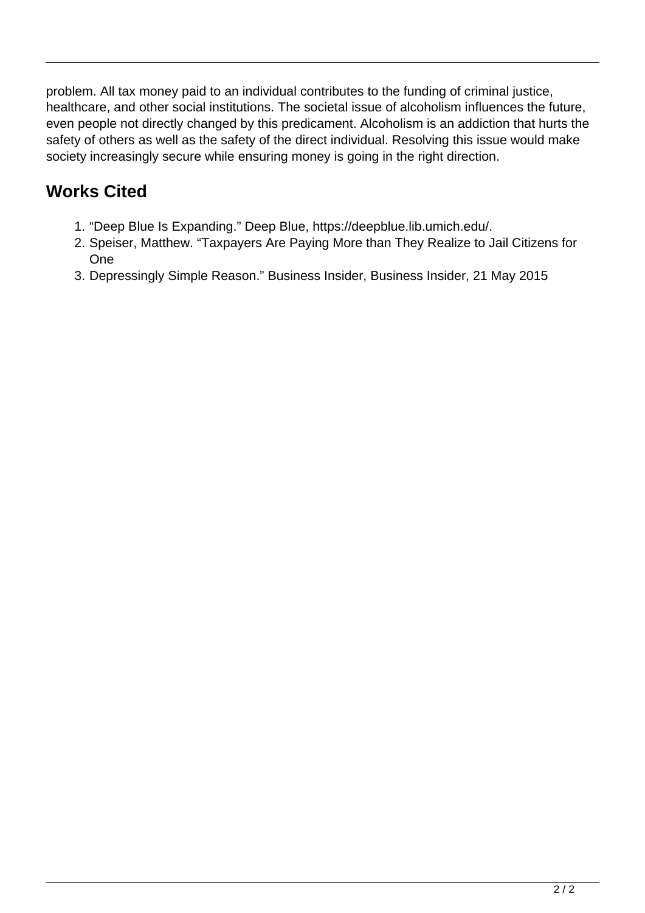problem. All tax money paid to an individual contributes to the funding of criminal justice, healthcare, and other social institutions. The societal issue of alcoholism influences the future, even people not directly changed by this predicament. Alcoholism is an addiction that hurts the safety of others as well as the safety of the direct individual. Resolving this issue would make society increasingly secure while ensuring money is going in the right direction.

## Works Cited

1. "Deep Blue Is Expanding." Deep Blue, https://deepblue.lib.umich.edu/.
2. Speiser, Matthew. "Taxpayers Are Paying More than They Realize to Jail Citizens for One
3. Depressingly Simple Reason." Business Insider, Business Insider, 21 May 2015